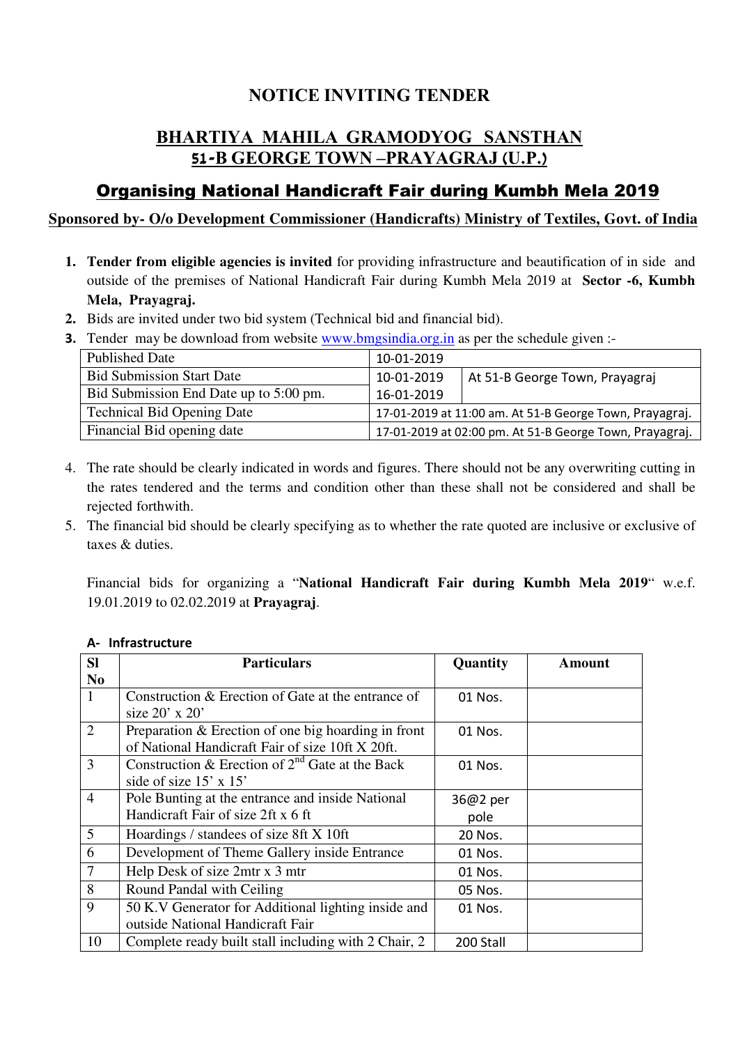# NOTICE INVITING TENDER

## BHARTIYA MAHILA GRAMODYOG SANSTHAN
## 51-B GEORGE TOWN –PRAYAGRAJ (U.P.)

## Organising National Handicraft Fair during Kumbh Mela 2019

### Sponsored by- O/o Development Commissioner (Handicrafts) Ministry of Textiles, Govt. of India

1. **Tender from eligible agencies is invited** for providing infrastructure and beautification of in side and outside of the premises of National Handicraft Fair during Kumbh Mela 2019 at **Sector -6, Kumbh Mela, Prayagraj.**
2. Bids are invited under two bid system (Technical bid and financial bid).
3. Tender may be download from website www.bmgsindia.org.in as per the schedule given :-

| | | |
|---|---|---|
| Published Date | 10-01-2019 | |
| Bid Submission Start Date | 10-01-2019 | At 51-B George Town, Prayagraj |
| Bid Submission End Date up to 5:00 pm. | 16-01-2019 | |
| Technical Bid Opening Date | 17-01-2019 at 11:00 am. At 51-B George Town, Prayagraj. | |
| Financial Bid opening date | 17-01-2019 at 02:00 pm. At 51-B George Town, Prayagraj. | |

4. The rate should be clearly indicated in words and figures. There should not be any overwriting cutting in the rates tendered and the terms and condition other than these shall not be considered and shall be rejected forthwith.
5. The financial bid should be clearly specifying as to whether the rate quoted are inclusive or exclusive of taxes & duties.

Financial bids for organizing a "**National Handicraft Fair during Kumbh Mela 2019**" w.e.f. 19.01.2019 to 02.02.2019 at **Prayagraj**.

**A- Infrastructure**

| Sl No | Particulars | Quantity | Amount |
|---|---|---|---|
| 1 | Construction & Erection of Gate at the entrance of size 20' x 20' | 01 Nos. | |
| 2 | Preparation & Erection of one big hoarding in front of National Handicraft Fair of size 10ft X 20ft. | 01 Nos. | |
| 3 | Construction & Erection of 2nd Gate at the Back side of size 15' x 15' | 01 Nos. | |
| 4 | Pole Bunting at the entrance and inside National Handicraft Fair of size 2ft x 6 ft | 36@2 per pole | |
| 5 | Hoardings / standees of size 8ft X 10ft | 20 Nos. | |
| 6 | Development of Theme Gallery inside Entrance | 01 Nos. | |
| 7 | Help Desk of size 2mtr x 3 mtr | 01 Nos. | |
| 8 | Round Pandal with Ceiling | 05 Nos. | |
| 9 | 50 K.V Generator for Additional lighting inside and outside National Handicraft Fair | 01 Nos. | |
| 10 | Complete ready built stall including with 2 Chair, 2 | 200 Stall | |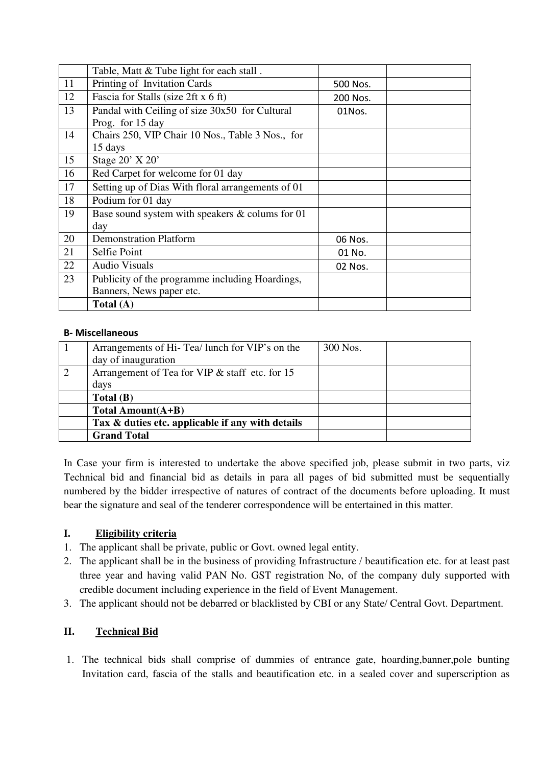| | | | |
|---|---|---|---|
| | Table, Matt & Tube light for each stall . | | |
| 11 | Printing of Invitation Cards | 500 Nos. | |
| 12 | Fascia for Stalls (size 2ft x 6 ft) | 200 Nos. | |
| 13 | Pandal with Ceiling of size 30x50 for Cultural Prog. for 15 day | 01Nos. | |
| 14 | Chairs 250, VIP Chair 10 Nos., Table 3 Nos., for 15 days | | |
| 15 | Stage 20' X 20' | | |
| 16 | Red Carpet for welcome for 01 day | | |
| 17 | Setting up of Dias With floral arrangements of 01 | | |
| 18 | Podium for 01 day | | |
| 19 | Base sound system with speakers & colums for 01 day | | |
| 20 | Demonstration Platform | 06 Nos. | |
| 21 | Selfie Point | 01 No. | |
| 22 | Audio Visuals | 02 Nos. | |
| 23 | Publicity of the programme including Hoardings, Banners, News paper etc. | | |
| | **Total (A)** | | |

**B- Miscellaneous**

| | | | |
|---|---|---|---|
| 1 | Arrangements of Hi- Tea/ lunch for VIP's on the day of inauguration | 300 Nos. | |
| 2 | Arrangement of Tea for VIP & staff etc. for 15 days | | |
| | **Total (B)** | | |
| | **Total Amount(A+B)** | | |
| | **Tax & duties etc. applicable if any with details** | | |
| | **Grand Total** | | |

In Case your firm is interested to undertake the above specified job, please submit in two parts, viz Technical bid and financial bid as details in para all pages of bid submitted must be sequentially numbered by the bidder irrespective of natures of contract of the documents before uploading. It must bear the signature and seal of the tenderer correspondence will be entertained in this matter.

## I. Eligibility criteria

1. The applicant shall be private, public or Govt. owned legal entity.
2. The applicant shall be in the business of providing Infrastructure / beautification etc. for at least past three year and having valid PAN No. GST registration No, of the company duly supported with credible document including experience in the field of Event Management.
3. The applicant should not be debarred or blacklisted by CBI or any State/ Central Govt. Department.

## II. Technical Bid

1. The technical bids shall comprise of dummies of entrance gate, hoarding,banner,pole bunting Invitation card, fascia of the stalls and beautification etc. in a sealed cover and superscription as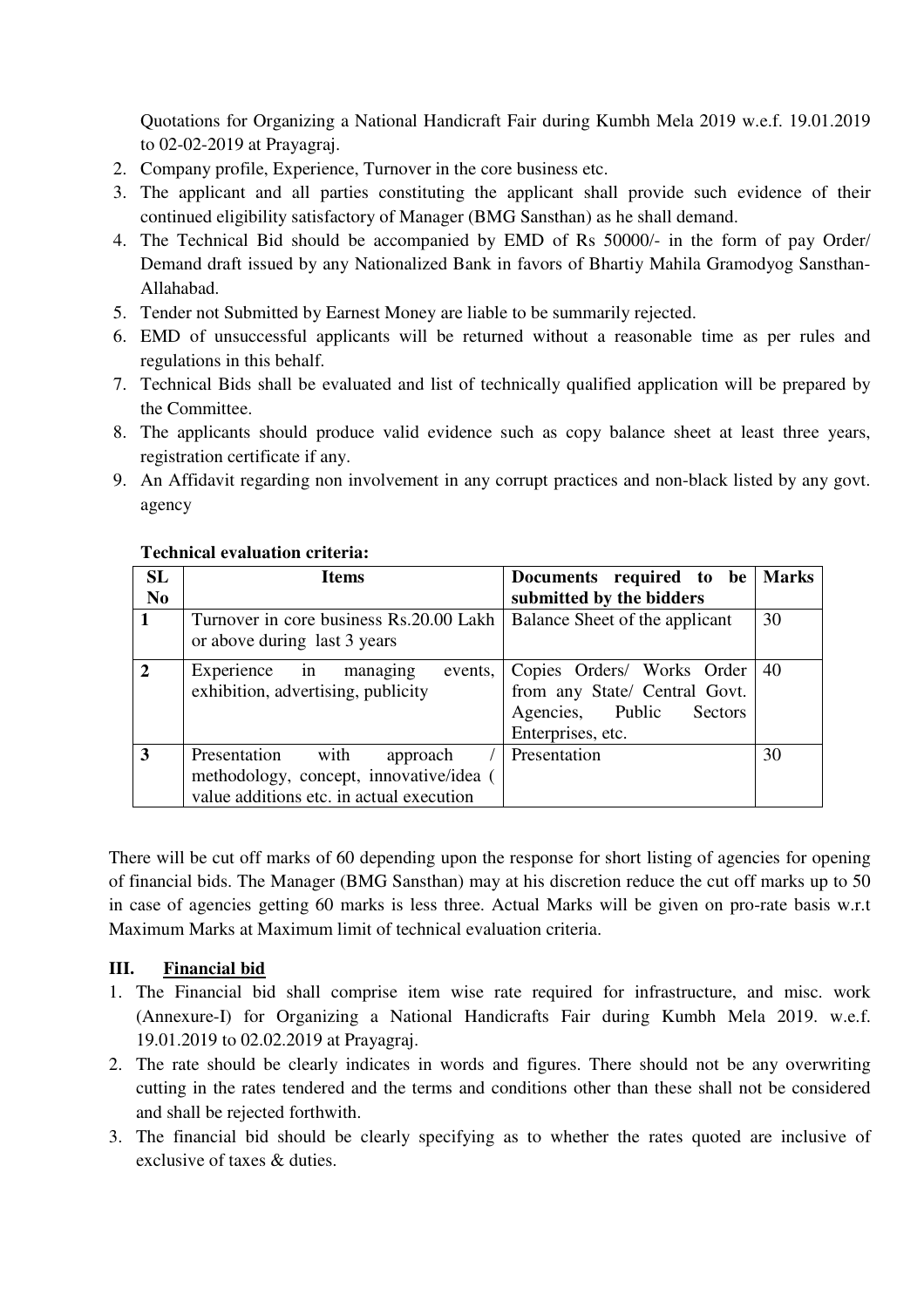Quotations for Organizing a National Handicraft Fair during Kumbh Mela 2019 w.e.f. 19.01.2019 to 02-02-2019 at Prayagraj.

2. Company profile, Experience, Turnover in the core business etc.
3. The applicant and all parties constituting the applicant shall provide such evidence of their continued eligibility satisfactory of Manager (BMG Sansthan) as he shall demand.
4. The Technical Bid should be accompanied by EMD of Rs 50000/- in the form of pay Order/ Demand draft issued by any Nationalized Bank in favors of Bhartiy Mahila Gramodyog Sansthan-Allahabad.
5. Tender not Submitted by Earnest Money are liable to be summarily rejected.
6. EMD of unsuccessful applicants will be returned without a reasonable time as per rules and regulations in this behalf.
7. Technical Bids shall be evaluated and list of technically qualified application will be prepared by the Committee.
8. The applicants should produce valid evidence such as copy balance sheet at least three years, registration certificate if any.
9. An Affidavit regarding non involvement in any corrupt practices and non-black listed by any govt. agency

**Technical evaluation criteria:**

| SL No | Items | Documents required to be submitted by the bidders | Marks |
|---|---|---|---|
| 1 | Turnover in core business Rs.20.00 Lakh or above during last 3 years | Balance Sheet of the applicant | 30 |
| 2 | Experience in managing events, exhibition, advertising, publicity | Copies Orders/ Works Order from any State/ Central Govt. Agencies, Public Sectors Enterprises, etc. | 40 |
| 3 | Presentation with approach / methodology, concept, innovative/idea ( value additions etc. in actual execution | Presentation | 30 |

There will be cut off marks of 60 depending upon the response for short listing of agencies for opening of financial bids. The Manager (BMG Sansthan) may at his discretion reduce the cut off marks up to 50 in case of agencies getting 60 marks is less three. Actual Marks will be given on pro-rate basis w.r.t Maximum Marks at Maximum limit of technical evaluation criteria.

## III. Financial bid

1. The Financial bid shall comprise item wise rate required for infrastructure, and misc. work (Annexure-I) for Organizing a National Handicrafts Fair during Kumbh Mela 2019. w.e.f. 19.01.2019 to 02.02.2019 at Prayagraj.
2. The rate should be clearly indicates in words and figures. There should not be any overwriting cutting in the rates tendered and the terms and conditions other than these shall not be considered and shall be rejected forthwith.
3. The financial bid should be clearly specifying as to whether the rates quoted are inclusive of exclusive of taxes & duties.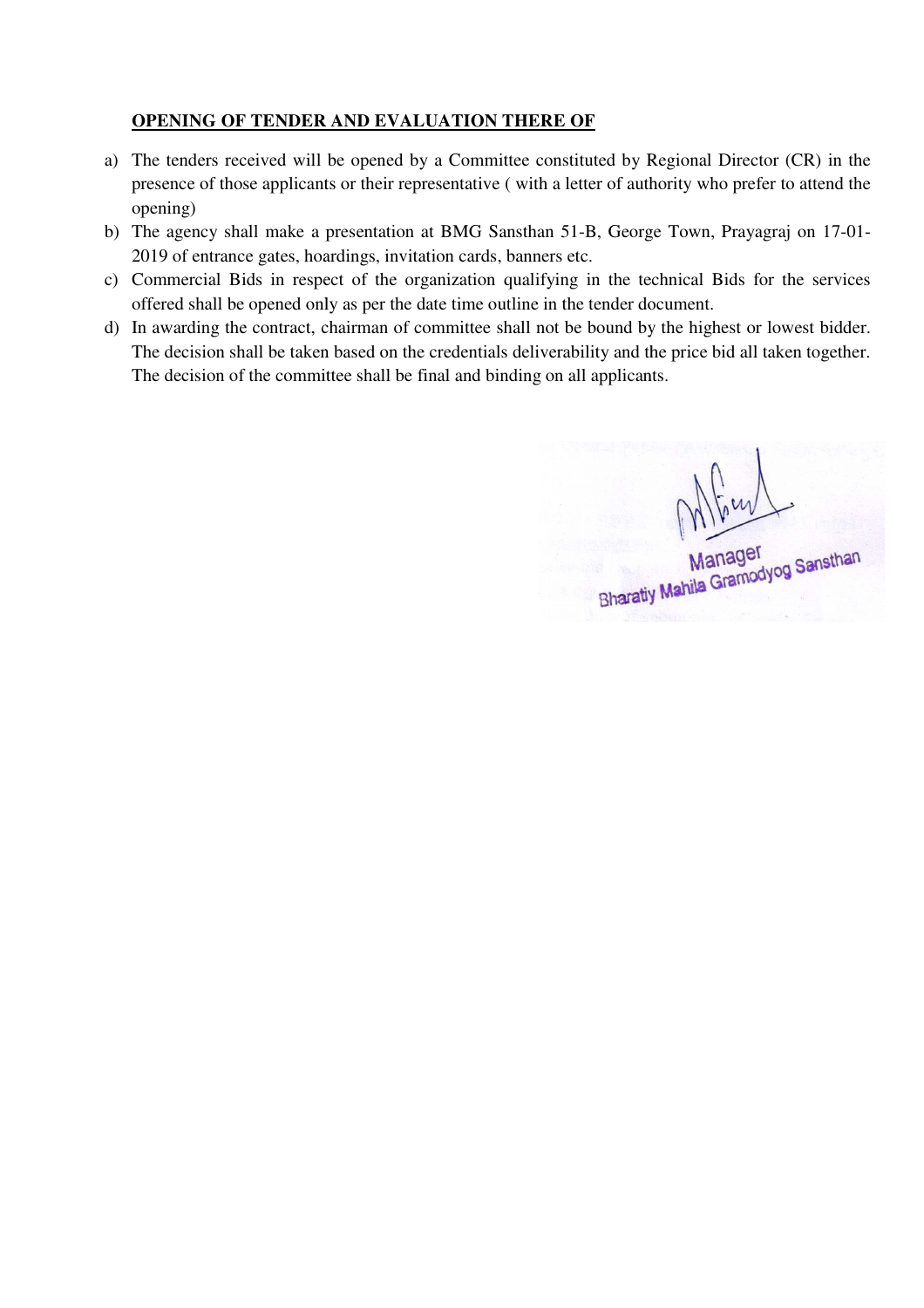**OPENING OF TENDER AND EVALUATION THERE OF**

a) The tenders received will be opened by a Committee constituted by Regional Director (CR) in the presence of those applicants or their representative ( with a letter of authority who prefer to attend the opening)

b) The agency shall make a presentation at BMG Sansthan 51-B, George Town, Prayagraj on 17-01-2019 of entrance gates, hoardings, invitation cards, banners etc.

c) Commercial Bids in respect of the organization qualifying in the technical Bids for the services offered shall be opened only as per the date time outline in the tender document.

d) In awarding the contract, chairman of committee shall not be bound by the highest or lowest bidder. The decision shall be taken based on the credentials deliverability and the price bid all taken together. The decision of the committee shall be final and binding on all applicants.

Manager
Bharatiy Mahila Gramodyog Sansthan